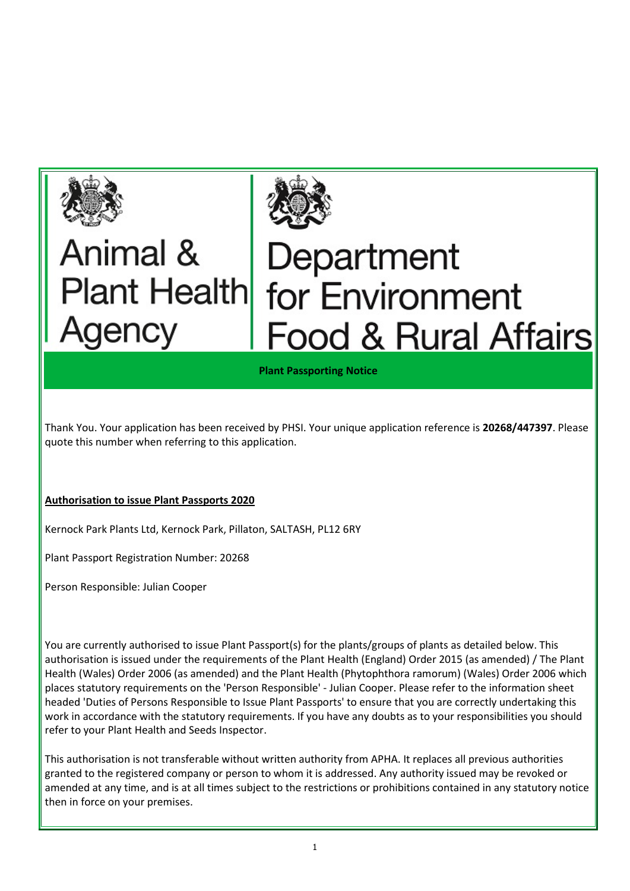Animal & Plant Health Agency

Department for Environment Food & Rural Affairs

**Plant Passporting Notice**

Thank You. Your application has been received by PHSI. Your unique application reference is **20268/447397**. Please quote this number when referring to this application.

**Authorisation to issue Plant Passports 2020**

Kernock Park Plants Ltd, Kernock Park, Pillaton, SALTASH, PL12 6RY

Plant Passport Registration Number: 20268

Person Responsible: Julian Cooper

You are currently authorised to issue Plant Passport(s) for the plants/groups of plants as detailed below. This authorisation is issued under the requirements of the Plant Health (England) Order 2015 (as amended) / The Plant Health (Wales) Order 2006 (as amended) and the Plant Health (Phytophthora ramorum) (Wales) Order 2006 which places statutory requirements on the 'Person Responsible' - Julian Cooper. Please refer to the information sheet headed 'Duties of Persons Responsible to Issue Plant Passports' to ensure that you are correctly undertaking this work in accordance with the statutory requirements. If you have any doubts as to your responsibilities you should refer to your Plant Health and Seeds Inspector.

This authorisation is not transferable without written authority from APHA. It replaces all previous authorities granted to the registered company or person to whom it is addressed. Any authority issued may be revoked or amended at any time, and is at all times subject to the restrictions or prohibitions contained in any statutory notice then in force on your premises.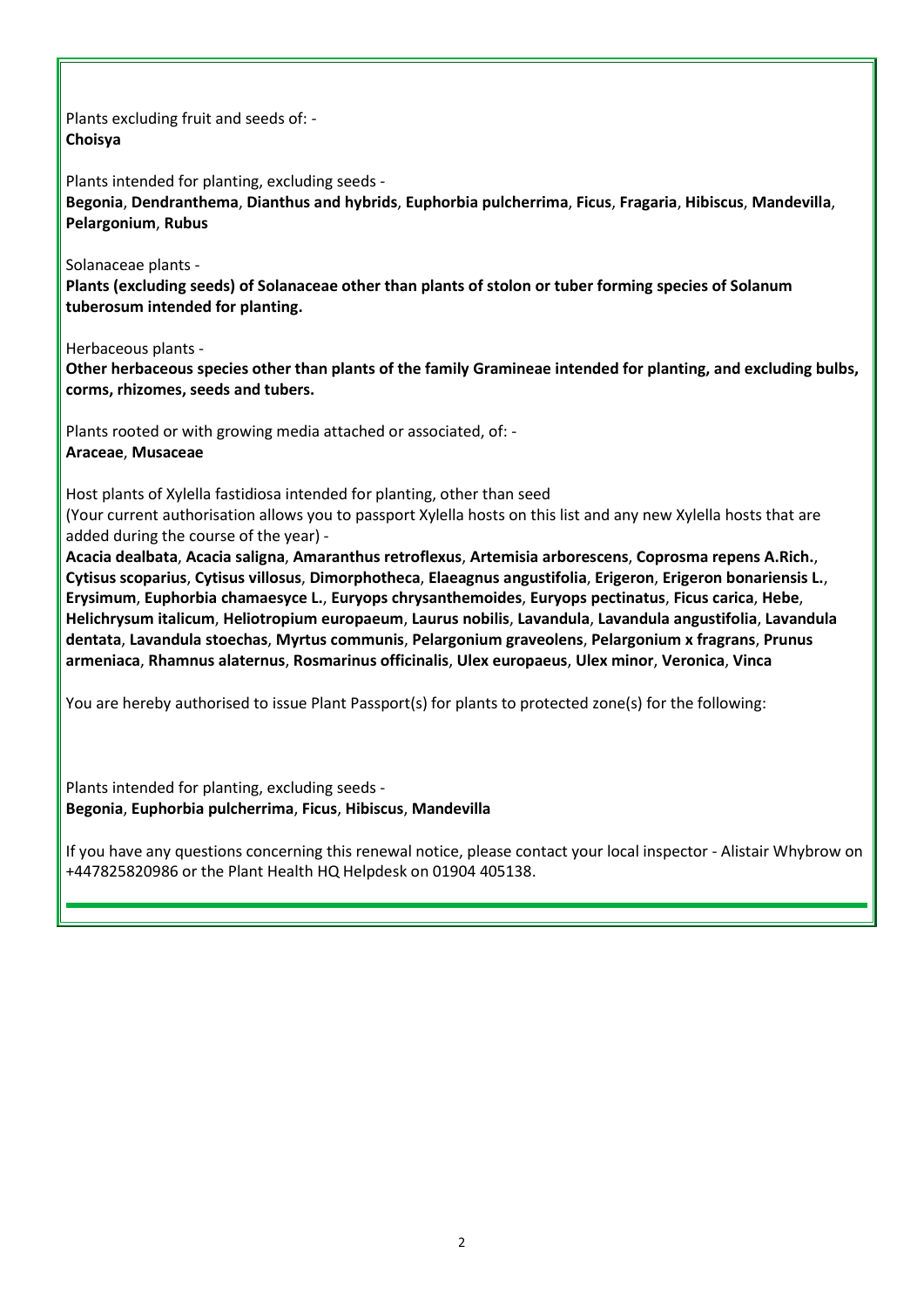Plants excluding fruit and seeds of: -
**Choisya**

Plants intended for planting, excluding seeds -
**Begonia**, **Dendranthema**, **Dianthus and hybrids**, **Euphorbia pulcherrima**, **Ficus**, **Fragaria**, **Hibiscus**, **Mandevilla**, **Pelargonium**, **Rubus**

Solanaceae plants -
**Plants (excluding seeds) of Solanaceae other than plants of stolon or tuber forming species of Solanum tuberosum intended for planting.**

Herbaceous plants -
**Other herbaceous species other than plants of the family Gramineae intended for planting, and excluding bulbs, corms, rhizomes, seeds and tubers.**

Plants rooted or with growing media attached or associated, of: -
**Araceae**, **Musaceae**

Host plants of Xylella fastidiosa intended for planting, other than seed
(Your current authorisation allows you to passport Xylella hosts on this list and any new Xylella hosts that are added during the course of the year) -
**Acacia dealbata**, **Acacia saligna**, **Amaranthus retroflexus**, **Artemisia arborescens**, **Coprosma repens A.Rich.**, **Cytisus scoparius**, **Cytisus villosus**, **Dimorphotheca**, **Elaeagnus angustifolia**, **Erigeron**, **Erigeron bonariensis L.**, **Erysimum**, **Euphorbia chamaesyce L.**, **Euryops chrysanthemoides**, **Euryops pectinatus**, **Ficus carica**, **Hebe**, **Helichrysum italicum**, **Heliotropium europaeum**, **Laurus nobilis**, **Lavandula**, **Lavandula angustifolia**, **Lavandula dentata**, **Lavandula stoechas**, **Myrtus communis**, **Pelargonium graveolens**, **Pelargonium x fragrans**, **Prunus armeniaca**, **Rhamnus alaternus**, **Rosmarinus officinalis**, **Ulex europaeus**, **Ulex minor**, **Veronica**, **Vinca**

You are hereby authorised to issue Plant Passport(s) for plants to protected zone(s) for the following:

Plants intended for planting, excluding seeds -
**Begonia**, **Euphorbia pulcherrima**, **Ficus**, **Hibiscus**, **Mandevilla**

If you have any questions concerning this renewal notice, please contact your local inspector - Alistair Whybrow on +447825820986 or the Plant Health HQ Helpdesk on 01904 405138.